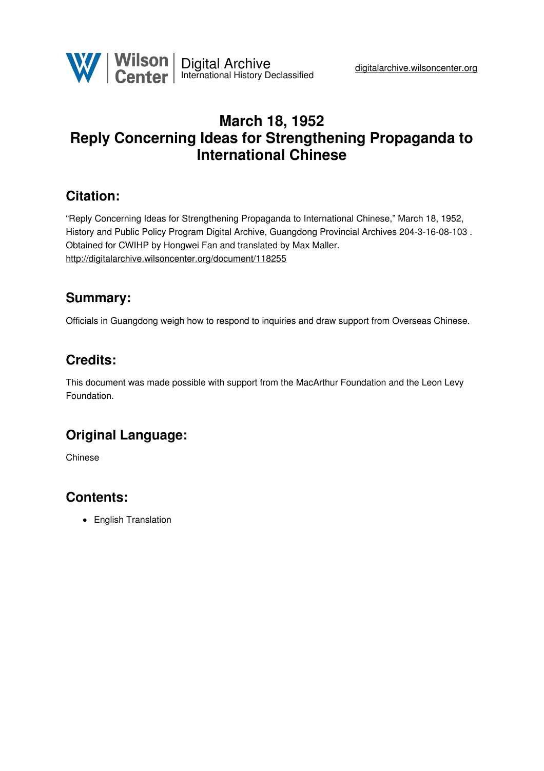# March 18, 1952
# Reply Concerning Ideas for Strengthening Propaganda to International Chinese

## Citation:

"Reply Concerning Ideas for Strengthening Propaganda to International Chinese," March 18, 1952, History and Public Policy Program Digital Archive, Guangdong Provincial Archives 204-3-16-08-103 . Obtained for CWIHP by Hongwei Fan and translated by Max Maller.
http://digitalarchive.wilsoncenter.org/document/118255

## Summary:

Officials in Guangdong weigh how to respond to inquiries and draw support from Overseas Chinese.

## Credits:

This document was made possible with support from the MacArthur Foundation and the Leon Levy Foundation.

## Original Language:

Chinese

## Contents:

- English Translation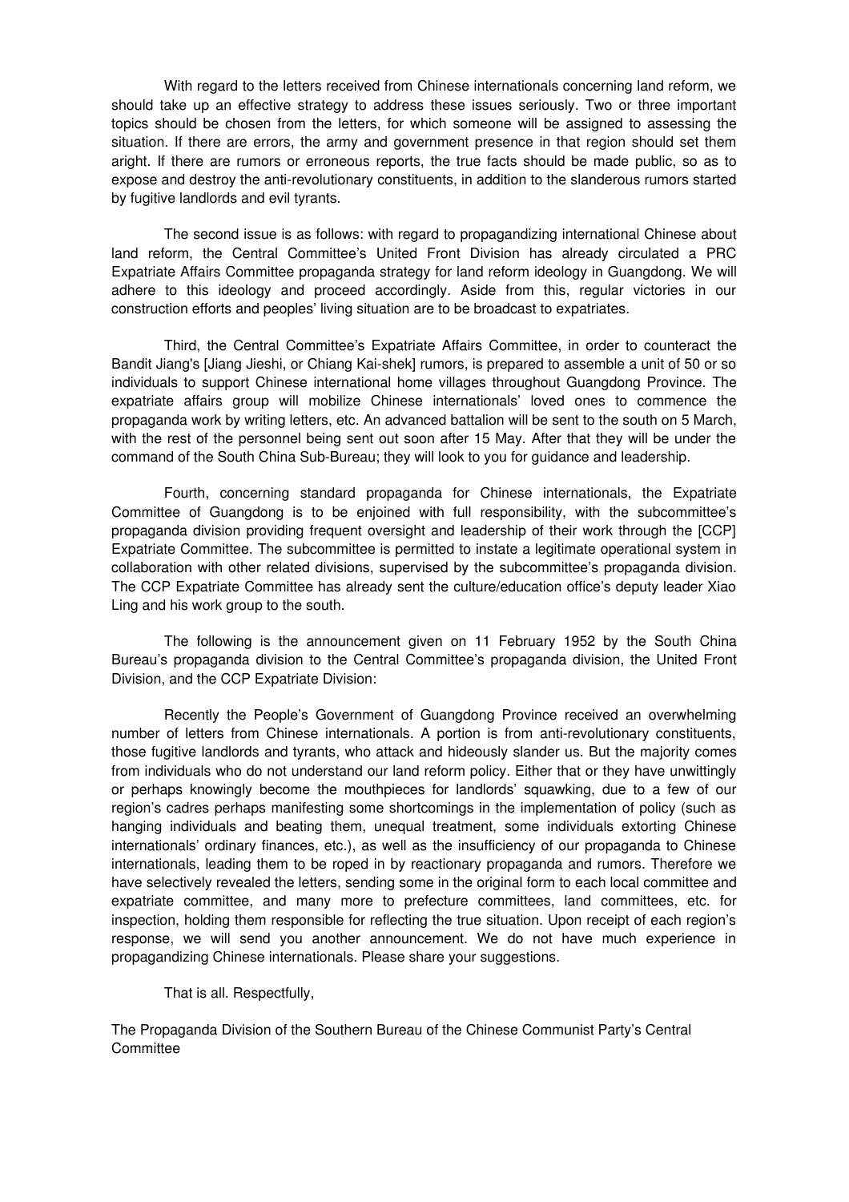With regard to the letters received from Chinese internationals concerning land reform, we should take up an effective strategy to address these issues seriously. Two or three important topics should be chosen from the letters, for which someone will be assigned to assessing the situation. If there are errors, the army and government presence in that region should set them aright. If there are rumors or erroneous reports, the true facts should be made public, so as to expose and destroy the anti-revolutionary constituents, in addition to the slanderous rumors started by fugitive landlords and evil tyrants.

The second issue is as follows: with regard to propagandizing international Chinese about land reform, the Central Committee's United Front Division has already circulated a PRC Expatriate Affairs Committee propaganda strategy for land reform ideology in Guangdong. We will adhere to this ideology and proceed accordingly. Aside from this, regular victories in our construction efforts and peoples' living situation are to be broadcast to expatriates.

Third, the Central Committee's Expatriate Affairs Committee, in order to counteract the Bandit Jiang's [Jiang Jieshi, or Chiang Kai-shek] rumors, is prepared to assemble a unit of 50 or so individuals to support Chinese international home villages throughout Guangdong Province. The expatriate affairs group will mobilize Chinese internationals' loved ones to commence the propaganda work by writing letters, etc. An advanced battalion will be sent to the south on 5 March, with the rest of the personnel being sent out soon after 15 May. After that they will be under the command of the South China Sub-Bureau; they will look to you for guidance and leadership.

Fourth, concerning standard propaganda for Chinese internationals, the Expatriate Committee of Guangdong is to be enjoined with full responsibility, with the subcommittee's propaganda division providing frequent oversight and leadership of their work through the [CCP] Expatriate Committee. The subcommittee is permitted to instate a legitimate operational system in collaboration with other related divisions, supervised by the subcommittee's propaganda division. The CCP Expatriate Committee has already sent the culture/education office's deputy leader Xiao Ling and his work group to the south.

The following is the announcement given on 11 February 1952 by the South China Bureau's propaganda division to the Central Committee's propaganda division, the United Front Division, and the CCP Expatriate Division:

Recently the People's Government of Guangdong Province received an overwhelming number of letters from Chinese internationals. A portion is from anti-revolutionary constituents, those fugitive landlords and tyrants, who attack and hideously slander us. But the majority comes from individuals who do not understand our land reform policy. Either that or they have unwittingly or perhaps knowingly become the mouthpieces for landlords' squawking, due to a few of our region's cadres perhaps manifesting some shortcomings in the implementation of policy (such as hanging individuals and beating them, unequal treatment, some individuals extorting Chinese internationals' ordinary finances, etc.), as well as the insufficiency of our propaganda to Chinese internationals, leading them to be roped in by reactionary propaganda and rumors. Therefore we have selectively revealed the letters, sending some in the original form to each local committee and expatriate committee, and many more to prefecture committees, land committees, etc. for inspection, holding them responsible for reflecting the true situation. Upon receipt of each region's response, we will send you another announcement. We do not have much experience in propagandizing Chinese internationals. Please share your suggestions.

That is all. Respectfully,

The Propaganda Division of the Southern Bureau of the Chinese Communist Party's Central Committee